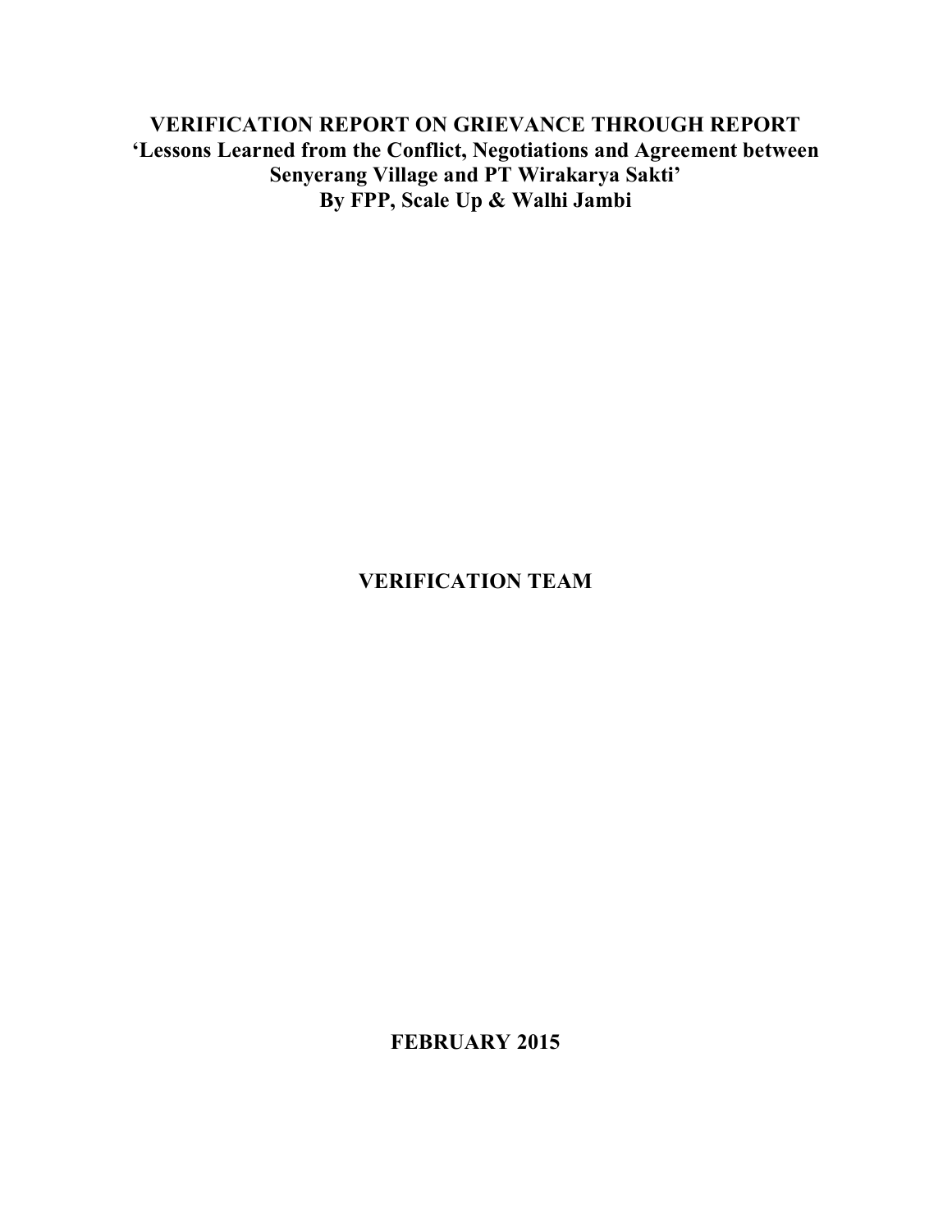# VERIFICATION REPORT ON GRIEVANCE THROUGH REPORT 'Lessons Learned from the Conflict, Negotiations and Agreement between Senyerang Village and PT Wirakarya Sakti' By FPP, Scale Up & Walhi Jambi

**VERIFICATION TEAM**

**FEBRUARY 2015**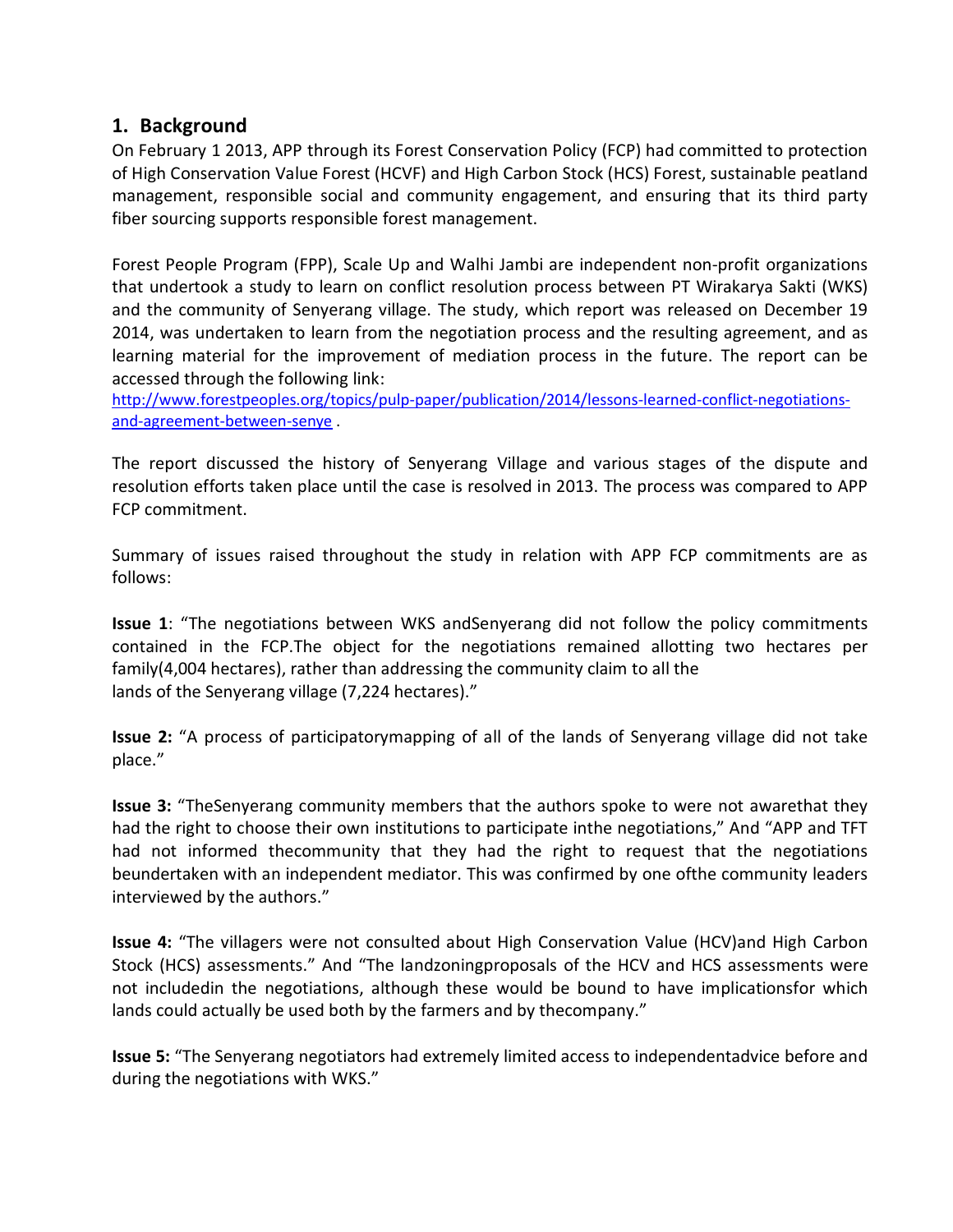## 1. Background

On February 1 2013, APP through its Forest Conservation Policy (FCP) had committed to protection of High Conservation Value Forest (HCVF) and High Carbon Stock (HCS) Forest, sustainable peatland management, responsible social and community engagement, and ensuring that its third party fiber sourcing supports responsible forest management.

Forest People Program (FPP), Scale Up and Walhi Jambi are independent non-profit organizations that undertook a study to learn on conflict resolution process between PT Wirakarya Sakti (WKS) and the community of Senyerang village. The study, which report was released on December 19 2014, was undertaken to learn from the negotiation process and the resulting agreement, and as learning material for the improvement of mediation process in the future. The report can be accessed through the following link:
http://www.forestpeoples.org/topics/pulp-paper/publication/2014/lessons-learned-conflict-negotiations-and-agreement-between-senye .

The report discussed the history of Senyerang Village and various stages of the dispute and resolution efforts taken place until the case is resolved in 2013. The process was compared to APP FCP commitment.

Summary of issues raised throughout the study in relation with APP FCP commitments are as follows:

**Issue 1**: "The negotiations between WKS andSenyerang did not follow the policy commitments contained in the FCP.The object for the negotiations remained allotting two hectares per family(4,004 hectares), rather than addressing the community claim to all the lands of the Senyerang village (7,224 hectares)."

**Issue 2:** "A process of participatorymapping of all of the lands of Senyerang village did not take place."

**Issue 3:** "TheSenyerang community members that the authors spoke to were not awarethat they had the right to choose their own institutions to participate inthe negotiations," And "APP and TFT had not informed thecommunity that they had the right to request that the negotiations beundertaken with an independent mediator. This was confirmed by one ofthe community leaders interviewed by the authors."

**Issue 4:** "The villagers were not consulted about High Conservation Value (HCV)and High Carbon Stock (HCS) assessments." And "The landzoningproposals of the HCV and HCS assessments were not includedin the negotiations, although these would be bound to have implicationsfor which lands could actually be used both by the farmers and by thecompany."

**Issue 5:** "The Senyerang negotiators had extremely limited access to independentadvice before and during the negotiations with WKS."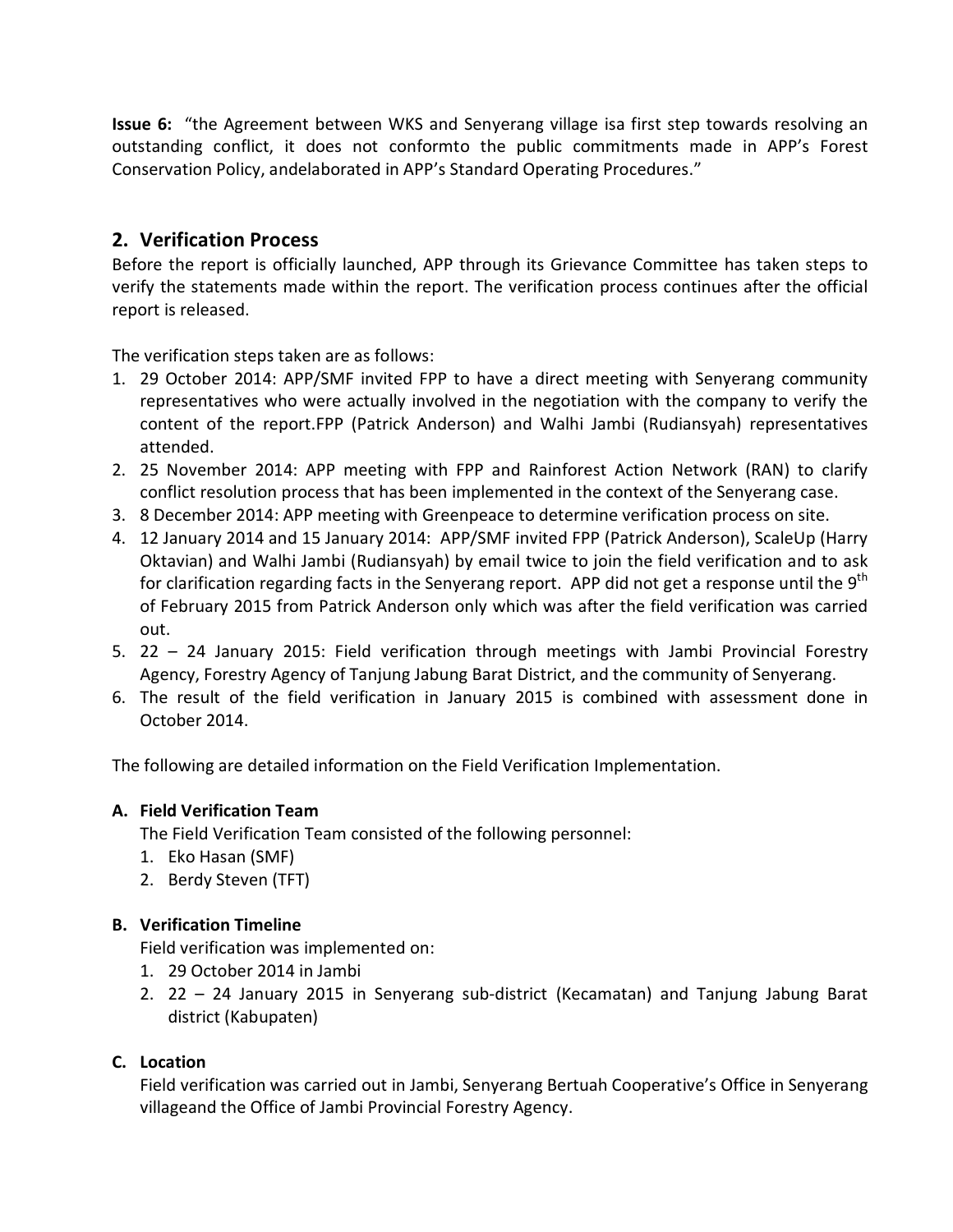**Issue 6:** "the Agreement between WKS and Senyerang village isa first step towards resolving an outstanding conflict, it does not conformto the public commitments made in APP's Forest Conservation Policy, andelaborated in APP's Standard Operating Procedures."

## 2. Verification Process

Before the report is officially launched, APP through its Grievance Committee has taken steps to verify the statements made within the report. The verification process continues after the official report is released.

The verification steps taken are as follows:

1. 29 October 2014: APP/SMF invited FPP to have a direct meeting with Senyerang community representatives who were actually involved in the negotiation with the company to verify the content of the report.FPP (Patrick Anderson) and Walhi Jambi (Rudiansyah) representatives attended.
2. 25 November 2014: APP meeting with FPP and Rainforest Action Network (RAN) to clarify conflict resolution process that has been implemented in the context of the Senyerang case.
3. 8 December 2014: APP meeting with Greenpeace to determine verification process on site.
4. 12 January 2014 and 15 January 2014: APP/SMF invited FPP (Patrick Anderson), ScaleUp (Harry Oktavian) and Walhi Jambi (Rudiansyah) by email twice to join the field verification and to ask for clarification regarding facts in the Senyerang report. APP did not get a response until the 9th of February 2015 from Patrick Anderson only which was after the field verification was carried out.
5. 22 – 24 January 2015: Field verification through meetings with Jambi Provincial Forestry Agency, Forestry Agency of Tanjung Jabung Barat District, and the community of Senyerang.
6. The result of the field verification in January 2015 is combined with assessment done in October 2014.

The following are detailed information on the Field Verification Implementation.

### A. Field Verification Team

The Field Verification Team consisted of the following personnel:

1. Eko Hasan (SMF)
2. Berdy Steven (TFT)

### B. Verification Timeline

Field verification was implemented on:

1. 29 October 2014 in Jambi
2. 22 – 24 January 2015 in Senyerang sub-district (Kecamatan) and Tanjung Jabung Barat district (Kabupaten)

### C. Location

Field verification was carried out in Jambi, Senyerang Bertuah Cooperative's Office in Senyerang villageand the Office of Jambi Provincial Forestry Agency.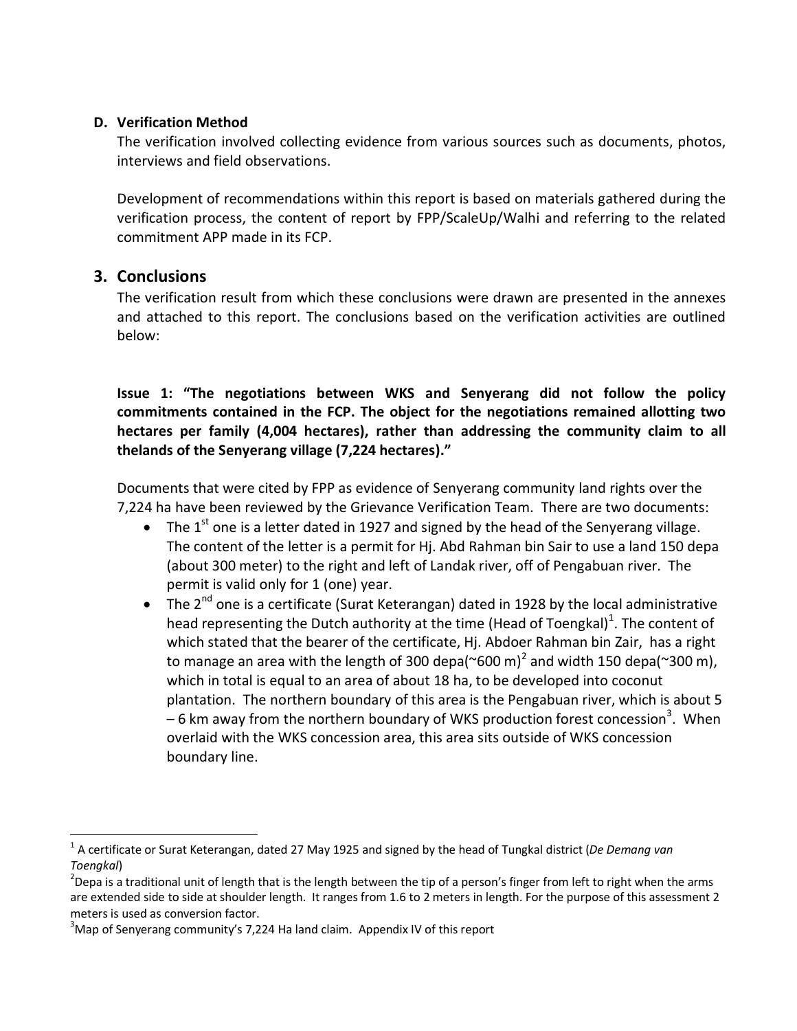**D. Verification Method**

The verification involved collecting evidence from various sources such as documents, photos, interviews and field observations.

Development of recommendations within this report is based on materials gathered during the verification process, the content of report by FPP/ScaleUp/Walhi and referring to the related commitment APP made in its FCP.

## 3. Conclusions

The verification result from which these conclusions were drawn are presented in the annexes and attached to this report. The conclusions based on the verification activities are outlined below:

**Issue 1: "The negotiations between WKS and Senyerang did not follow the policy commitments contained in the FCP. The object for the negotiations remained allotting two hectares per family (4,004 hectares), rather than addressing the community claim to all thelands of the Senyerang village (7,224 hectares)."**

Documents that were cited by FPP as evidence of Senyerang community land rights over the 7,224 ha have been reviewed by the Grievance Verification Team. There are two documents:

- The 1st one is a letter dated in 1927 and signed by the head of the Senyerang village. The content of the letter is a permit for Hj. Abd Rahman bin Sair to use a land 150 depa (about 300 meter) to the right and left of Landak river, off of Pengabuan river. The permit is valid only for 1 (one) year.
- The 2nd one is a certificate (Surat Keterangan) dated in 1928 by the local administrative head representing the Dutch authority at the time (Head of Toengkal)[1]. The content of which stated that the bearer of the certificate, Hj. Abdoer Rahman bin Zair, has a right to manage an area with the length of 300 depa(~600 m)[2] and width 150 depa(~300 m), which in total is equal to an area of about 18 ha, to be developed into coconut plantation. The northern boundary of this area is the Pengabuan river, which is about 5 – 6 km away from the northern boundary of WKS production forest concession[3]. When overlaid with the WKS concession area, this area sits outside of WKS concession boundary line.

---

[1] A certificate or Surat Keterangan, dated 27 May 1925 and signed by the head of Tungkal district (*De Demang van Toengkal*)

[2] Depa is a traditional unit of length that is the length between the tip of a person's finger from left to right when the arms are extended side to side at shoulder length. It ranges from 1.6 to 2 meters in length. For the purpose of this assessment 2 meters is used as conversion factor.

[3] Map of Senyerang community's 7,224 Ha land claim. Appendix IV of this report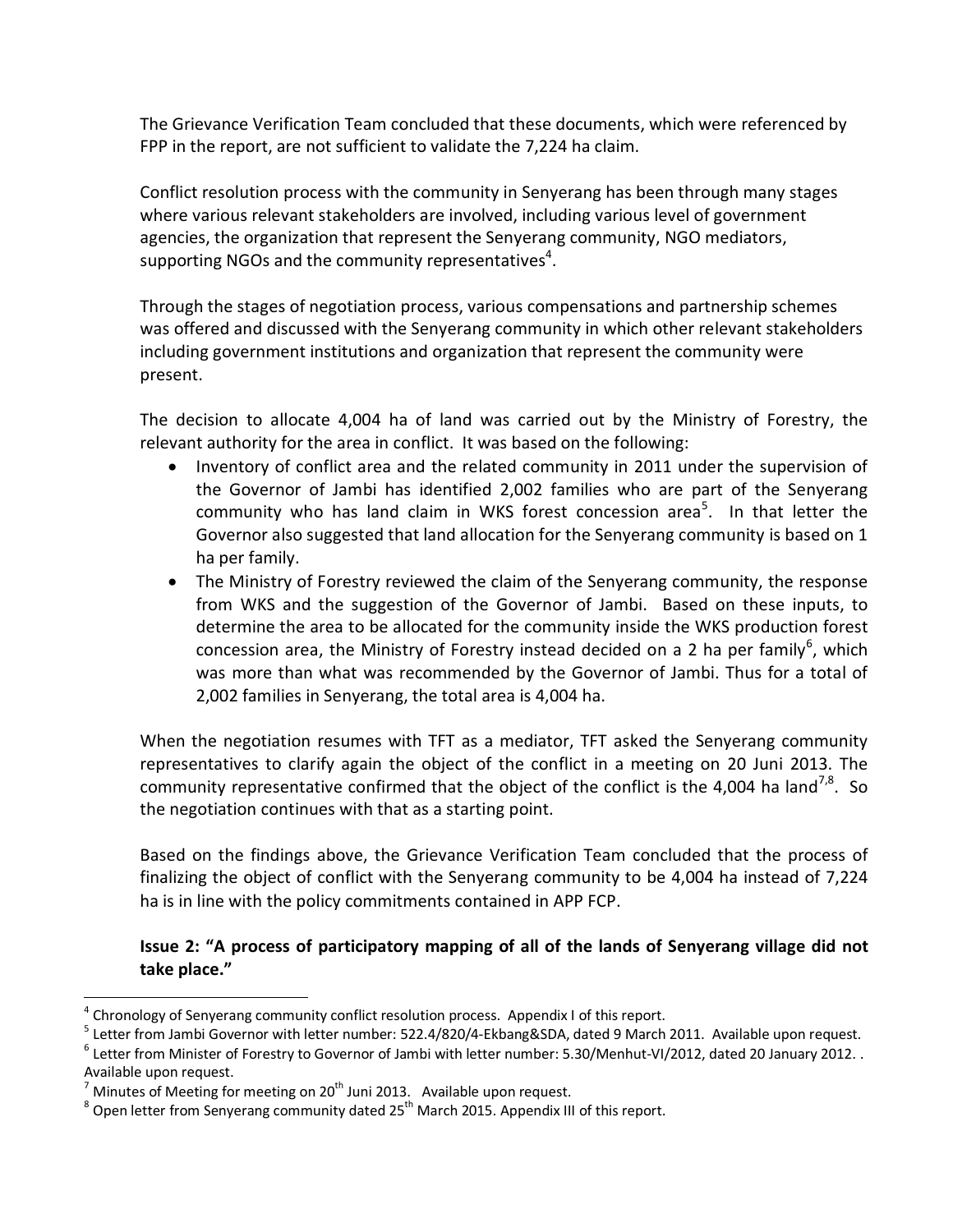The Grievance Verification Team concluded that these documents, which were referenced by FPP in the report, are not sufficient to validate the 7,224 ha claim.

Conflict resolution process with the community in Senyerang has been through many stages where various relevant stakeholders are involved, including various level of government agencies, the organization that represent the Senyerang community, NGO mediators, supporting NGOs and the community representatives[4].

Through the stages of negotiation process, various compensations and partnership schemes was offered and discussed with the Senyerang community in which other relevant stakeholders including government institutions and organization that represent the community were present.

The decision to allocate 4,004 ha of land was carried out by the Ministry of Forestry, the relevant authority for the area in conflict. It was based on the following:

- Inventory of conflict area and the related community in 2011 under the supervision of the Governor of Jambi has identified 2,002 families who are part of the Senyerang community who has land claim in WKS forest concession area[5]. In that letter the Governor also suggested that land allocation for the Senyerang community is based on 1 ha per family.
- The Ministry of Forestry reviewed the claim of the Senyerang community, the response from WKS and the suggestion of the Governor of Jambi. Based on these inputs, to determine the area to be allocated for the community inside the WKS production forest concession area, the Ministry of Forestry instead decided on a 2 ha per family[6], which was more than what was recommended by the Governor of Jambi. Thus for a total of 2,002 families in Senyerang, the total area is 4,004 ha.

When the negotiation resumes with TFT as a mediator, TFT asked the Senyerang community representatives to clarify again the object of the conflict in a meeting on 20 Juni 2013. The community representative confirmed that the object of the conflict is the 4,004 ha land[7,8]. So the negotiation continues with that as a starting point.

Based on the findings above, the Grievance Verification Team concluded that the process of finalizing the object of conflict with the Senyerang community to be 4,004 ha instead of 7,224 ha is in line with the policy commitments contained in APP FCP.

**Issue 2: "A process of participatory mapping of all of the lands of Senyerang village did not take place."**

---

[4] Chronology of Senyerang community conflict resolution process. Appendix I of this report.

[5] Letter from Jambi Governor with letter number: 522.4/820/4-Ekbang&SDA, dated 9 March 2011. Available upon request.

[6] Letter from Minister of Forestry to Governor of Jambi with letter number: 5.30/Menhut-VI/2012, dated 20 January 2012. . Available upon request.

[7] Minutes of Meeting for meeting on 20th Juni 2013. Available upon request.

[8] Open letter from Senyerang community dated 25th March 2015. Appendix III of this report.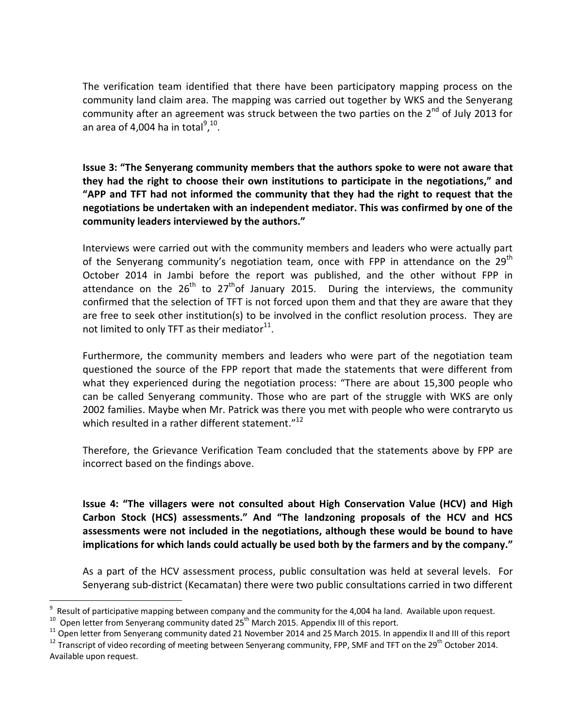The verification team identified that there have been participatory mapping process on the community land claim area. The mapping was carried out together by WKS and the Senyerang community after an agreement was struck between the two parties on the 2nd of July 2013 for an area of 4,004 ha in total[9],[10].

**Issue 3: "The Senyerang community members that the authors spoke to were not aware that they had the right to choose their own institutions to participate in the negotiations," and "APP and TFT had not informed the community that they had the right to request that the negotiations be undertaken with an independent mediator. This was confirmed by one of the community leaders interviewed by the authors."**

Interviews were carried out with the community members and leaders who were actually part of the Senyerang community's negotiation team, once with FPP in attendance on the 29th October 2014 in Jambi before the report was published, and the other without FPP in attendance on the 26th to 27th of January 2015. During the interviews, the community confirmed that the selection of TFT is not forced upon them and that they are aware that they are free to seek other institution(s) to be involved in the conflict resolution process. They are not limited to only TFT as their mediator[11].

Furthermore, the community members and leaders who were part of the negotiation team questioned the source of the FPP report that made the statements that were different from what they experienced during the negotiation process: "There are about 15,300 people who can be called Senyerang community. Those who are part of the struggle with WKS are only 2002 families. Maybe when Mr. Patrick was there you met with people who were contraryto us which resulted in a rather different statement."[12]

Therefore, the Grievance Verification Team concluded that the statements above by FPP are incorrect based on the findings above.

**Issue 4: "The villagers were not consulted about High Conservation Value (HCV) and High Carbon Stock (HCS) assessments." And "The landzoning proposals of the HCV and HCS assessments were not included in the negotiations, although these would be bound to have implications for which lands could actually be used both by the farmers and by the company."**

As a part of the HCV assessment process, public consultation was held at several levels. For Senyerang sub-district (Kecamatan) there were two public consultations carried in two different

---

[9] Result of participative mapping between company and the community for the 4,004 ha land. Available upon request.

[10] Open letter from Senyerang community dated 25th March 2015. Appendix III of this report.

[11] Open letter from Senyerang community dated 21 November 2014 and 25 March 2015. In appendix II and III of this report

[12] Transcript of video recording of meeting between Senyerang community, FPP, SMF and TFT on the 29th October 2014. Available upon request.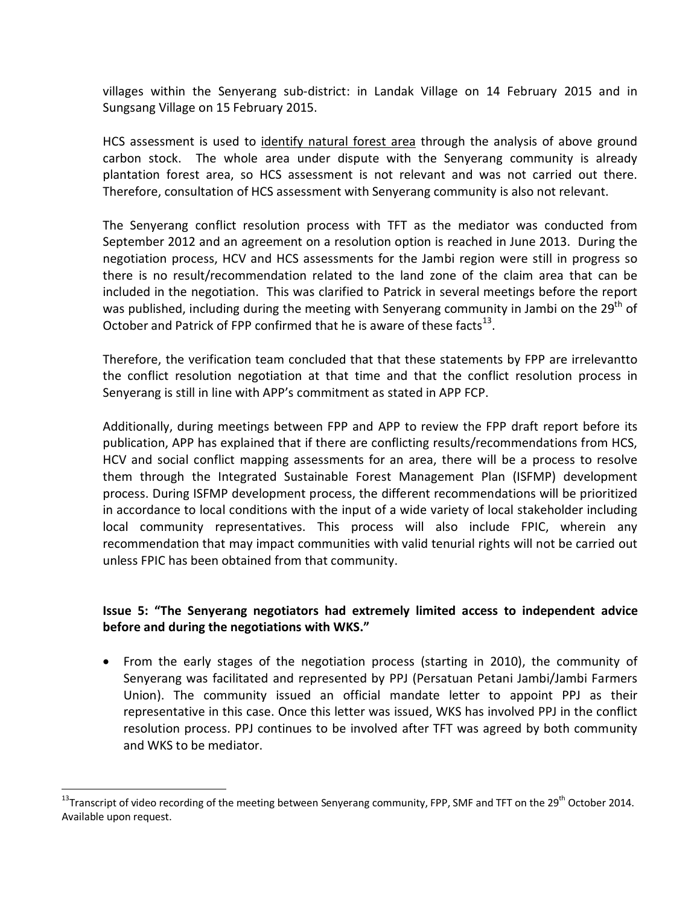villages within the Senyerang sub-district: in Landak Village on 14 February 2015 and in Sungsang Village on 15 February 2015.

HCS assessment is used to identify natural forest area through the analysis of above ground carbon stock. The whole area under dispute with the Senyerang community is already plantation forest area, so HCS assessment is not relevant and was not carried out there. Therefore, consultation of HCS assessment with Senyerang community is also not relevant.

The Senyerang conflict resolution process with TFT as the mediator was conducted from September 2012 and an agreement on a resolution option is reached in June 2013. During the negotiation process, HCV and HCS assessments for the Jambi region were still in progress so there is no result/recommendation related to the land zone of the claim area that can be included in the negotiation. This was clarified to Patrick in several meetings before the report was published, including during the meeting with Senyerang community in Jambi on the 29th of October and Patrick of FPP confirmed that he is aware of these facts[13].

Therefore, the verification team concluded that that these statements by FPP are irrelevantto the conflict resolution negotiation at that time and that the conflict resolution process in Senyerang is still in line with APP's commitment as stated in APP FCP.

Additionally, during meetings between FPP and APP to review the FPP draft report before its publication, APP has explained that if there are conflicting results/recommendations from HCS, HCV and social conflict mapping assessments for an area, there will be a process to resolve them through the Integrated Sustainable Forest Management Plan (ISFMP) development process. During ISFMP development process, the different recommendations will be prioritized in accordance to local conditions with the input of a wide variety of local stakeholder including local community representatives. This process will also include FPIC, wherein any recommendation that may impact communities with valid tenurial rights will not be carried out unless FPIC has been obtained from that community.

**Issue 5: "The Senyerang negotiators had extremely limited access to independent advice before and during the negotiations with WKS."**

- From the early stages of the negotiation process (starting in 2010), the community of Senyerang was facilitated and represented by PPJ (Persatuan Petani Jambi/Jambi Farmers Union). The community issued an official mandate letter to appoint PPJ as their representative in this case. Once this letter was issued, WKS has involved PPJ in the conflict resolution process. PPJ continues to be involved after TFT was agreed by both community and WKS to be mediator.

[13] Transcript of video recording of the meeting between Senyerang community, FPP, SMF and TFT on the 29th October 2014. Available upon request.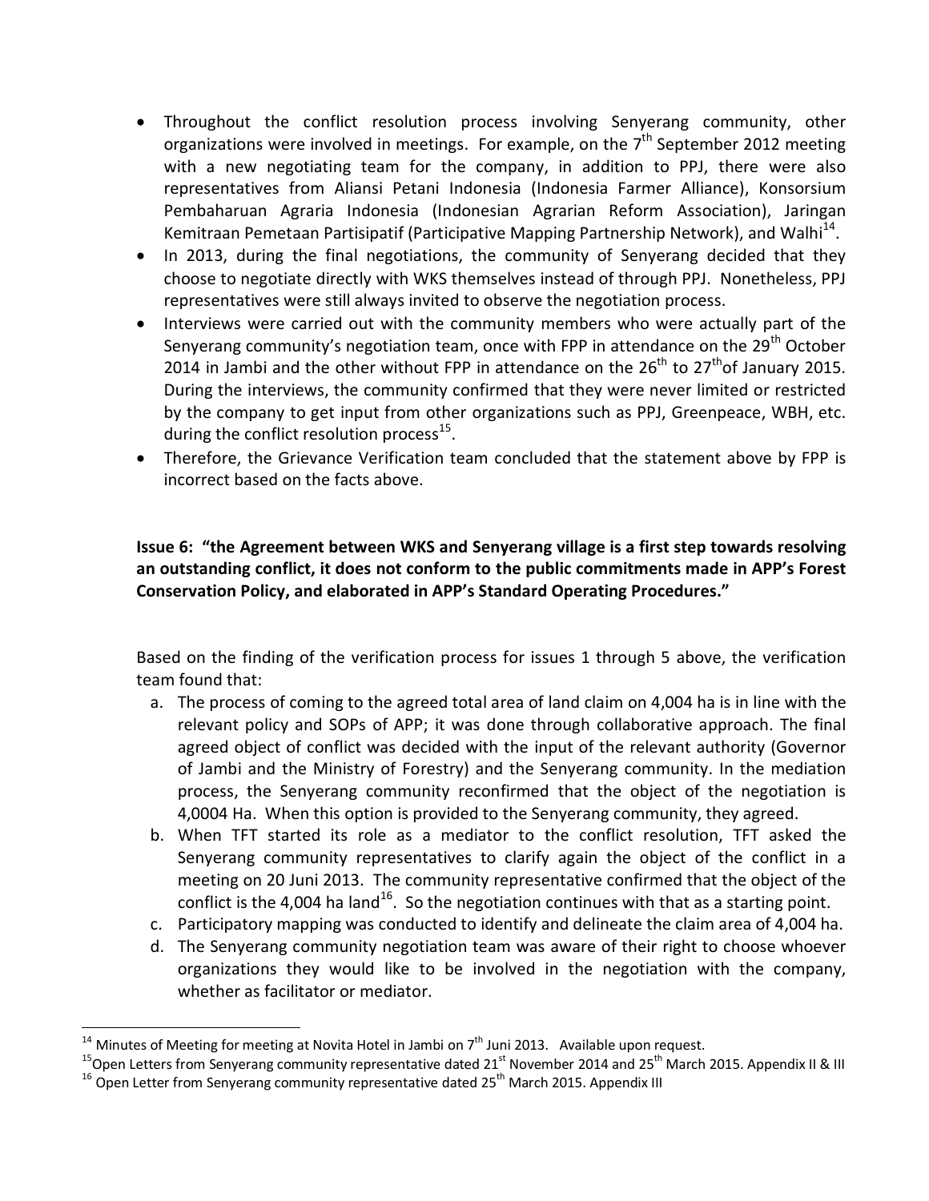- Throughout the conflict resolution process involving Senyerang community, other organizations were involved in meetings. For example, on the 7th September 2012 meeting with a new negotiating team for the company, in addition to PPJ, there were also representatives from Aliansi Petani Indonesia (Indonesia Farmer Alliance), Konsorsium Pembaharuan Agraria Indonesia (Indonesian Agrarian Reform Association), Jaringan Kemitraan Pemetaan Partisipatif (Participative Mapping Partnership Network), and Walhi[14].
- In 2013, during the final negotiations, the community of Senyerang decided that they choose to negotiate directly with WKS themselves instead of through PPJ. Nonetheless, PPJ representatives were still always invited to observe the negotiation process.
- Interviews were carried out with the community members who were actually part of the Senyerang community's negotiation team, once with FPP in attendance on the 29th October 2014 in Jambi and the other without FPP in attendance on the 26th to 27th of January 2015. During the interviews, the community confirmed that they were never limited or restricted by the company to get input from other organizations such as PPJ, Greenpeace, WBH, etc. during the conflict resolution process[15].
- Therefore, the Grievance Verification team concluded that the statement above by FPP is incorrect based on the facts above.

**Issue 6: "the Agreement between WKS and Senyerang village is a first step towards resolving an outstanding conflict, it does not conform to the public commitments made in APP's Forest Conservation Policy, and elaborated in APP's Standard Operating Procedures."**

Based on the finding of the verification process for issues 1 through 5 above, the verification team found that:

a. The process of coming to the agreed total area of land claim on 4,004 ha is in line with the relevant policy and SOPs of APP; it was done through collaborative approach. The final agreed object of conflict was decided with the input of the relevant authority (Governor of Jambi and the Ministry of Forestry) and the Senyerang community. In the mediation process, the Senyerang community reconfirmed that the object of the negotiation is 4,0004 Ha. When this option is provided to the Senyerang community, they agreed.
b. When TFT started its role as a mediator to the conflict resolution, TFT asked the Senyerang community representatives to clarify again the object of the conflict in a meeting on 20 Juni 2013. The community representative confirmed that the object of the conflict is the 4,004 ha land[16]. So the negotiation continues with that as a starting point.
c. Participatory mapping was conducted to identify and delineate the claim area of 4,004 ha.
d. The Senyerang community negotiation team was aware of their right to choose whoever organizations they would like to be involved in the negotiation with the company, whether as facilitator or mediator.

---

[14] Minutes of Meeting for meeting at Novita Hotel in Jambi on 7th Juni 2013. Available upon request.

[15] Open Letters from Senyerang community representative dated 21st November 2014 and 25th March 2015. Appendix II & III

[16] Open Letter from Senyerang community representative dated 25th March 2015. Appendix III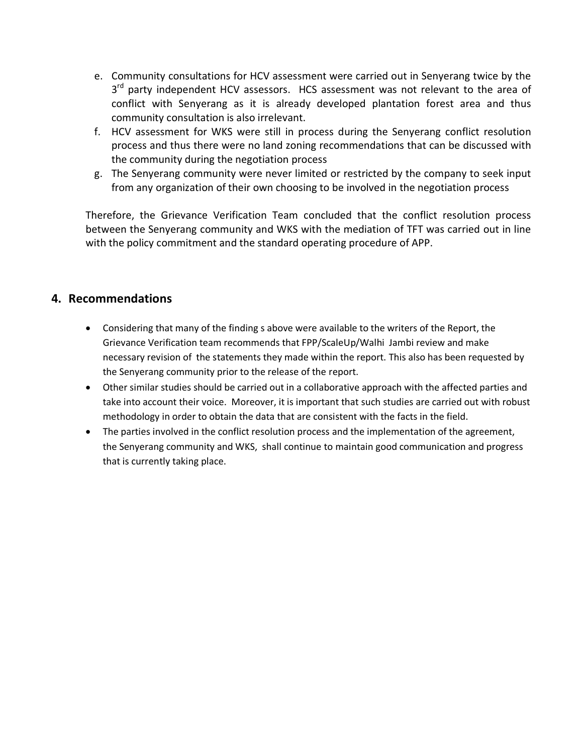e. Community consultations for HCV assessment were carried out in Senyerang twice by the 3rd party independent HCV assessors. HCS assessment was not relevant to the area of conflict with Senyerang as it is already developed plantation forest area and thus community consultation is also irrelevant.
f. HCV assessment for WKS were still in process during the Senyerang conflict resolution process and thus there were no land zoning recommendations that can be discussed with the community during the negotiation process
g. The Senyerang community were never limited or restricted by the company to seek input from any organization of their own choosing to be involved in the negotiation process

Therefore, the Grievance Verification Team concluded that the conflict resolution process between the Senyerang community and WKS with the mediation of TFT was carried out in line with the policy commitment and the standard operating procedure of APP.

## 4. Recommendations

- Considering that many of the finding s above were available to the writers of the Report, the Grievance Verification team recommends that FPP/ScaleUp/Walhi Jambi review and make necessary revision of the statements they made within the report. This also has been requested by the Senyerang community prior to the release of the report.
- Other similar studies should be carried out in a collaborative approach with the affected parties and take into account their voice. Moreover, it is important that such studies are carried out with robust methodology in order to obtain the data that are consistent with the facts in the field.
- The parties involved in the conflict resolution process and the implementation of the agreement, the Senyerang community and WKS, shall continue to maintain good communication and progress that is currently taking place.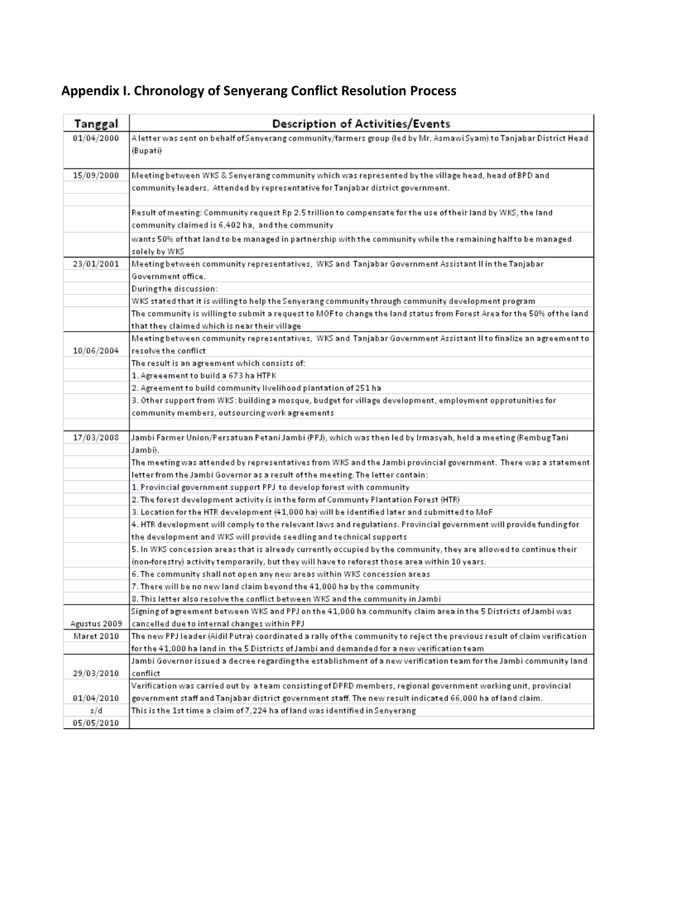## Appendix I. Chronology of Senyerang Conflict Resolution Process

| Tanggal | Description of Activities/Events |
|---|---|
| 01/04/2000 | A letter was sent on behalf of Senyerang community/farmers group (led by Mr. Asmawi Syam) to Tanjabar District Head (Bupati) |
| 15/09/2000 | Meeting between WKS & Senyerang community which was represented by the village head, head of BPD and community leaders. Attended by representative for Tanjabar district government. |
| | Result of meeting: Community request Rp 2.5 trillion to compensate for the use of their land by WKS, the land community claimed is 6,402 ha, and the community |
| | wants 50% of that land to be managed in partnership with the community while the remaining half to be managed solely by WKS |
| 23/01/2001 | Meeting between community representatives, WKS and Tanjabar Government Assistant II in the Tanjabar Government office. |
| | During the discussion: |
| | WKS stated that it is willing to help the Senyerang community through community development program |
| | The community is willing to submit a request to MOF to change the land status from Forest Area for the 50% of the land that they claimed which is near their village |
| 10/06/2004 | Meeting between community representatives, WKS and Tanjabar Government Assistant II to finalize an agreement to resolve the conflict |
| | The result is an agreement which consists of: |
| | 1. Agreeement to build a 673 ha HTPK |
| | 2. Agreement to build community livelihood plantation of 251 ha |
| | 3. Other support from WKS: building a mosque, budget for village development, employment opprotunities for community members, outsourcing work agreements |
| | |
| 17/03/2008 | Jambi Farmer Union/Persatuan Petani Jambi (PPJ), which was then led by Irmasyah, held a meeting (Rembug Tani Jambi). |
| | The meeting was attended by representatives from WKS and the Jambi provincial government. There was a statement letter from the Jambi Governor as a result of the meeting. The letter contain: |
| | 1. Provincial government support PPJ to develop forest with community |
| | 2. The forest development activity is in the form of Communty Plantation Forest (HTR) |
| | 3. Location for the HTR development (41,000 ha) will be identified later and submitted to MoF |
| | 4. HTR development will comply to the relevant laws and regulations. Provincial government will provide funding for the development and WKS will provide seedling and technical supports |
| | 5. In WKS concession areas that is already currently occupied by the community, they are allowed to continue their (non-forestry) activity temporarily, but they will have to reforest those area within 10 years. |
| | 6. The community shall not open any new areas within WKS concession areas |
| | 7. There will be no new land claim beyond the 41,000 ha by the community |
| | 8. This letter also resolve the conflict between WKS and the community in Jambi |
| Agustus 2009 | Signing of agreement between WKS and PPJ on the 41,000 ha community claim area in the 5 Districts of Jambi was cancelled due to internal changes within PPJ |
| Maret 2010 | The new PPJ leader (Aidil Putra) coordinated a rally of the community to reject the previous result of claim verification for the 41,000 ha land in the 5 Districts of Jambi and demanded for a new verification team |
| 29/03/2010 | Jambi Governor issued a decree regarding the establishment of a new verification team for the Jambi community land conflict |
| 01/04/2010 | Verification was carried out by a team consisting of DPRD members, regional government working unit, provincial government staff and Tanjabar district government staff. The new result indicated 66,000 ha of land claim. |
| s/d | This is the 1st time a claim of 7,224 ha of land was identified in Senyerang |
| 05/05/2010 | |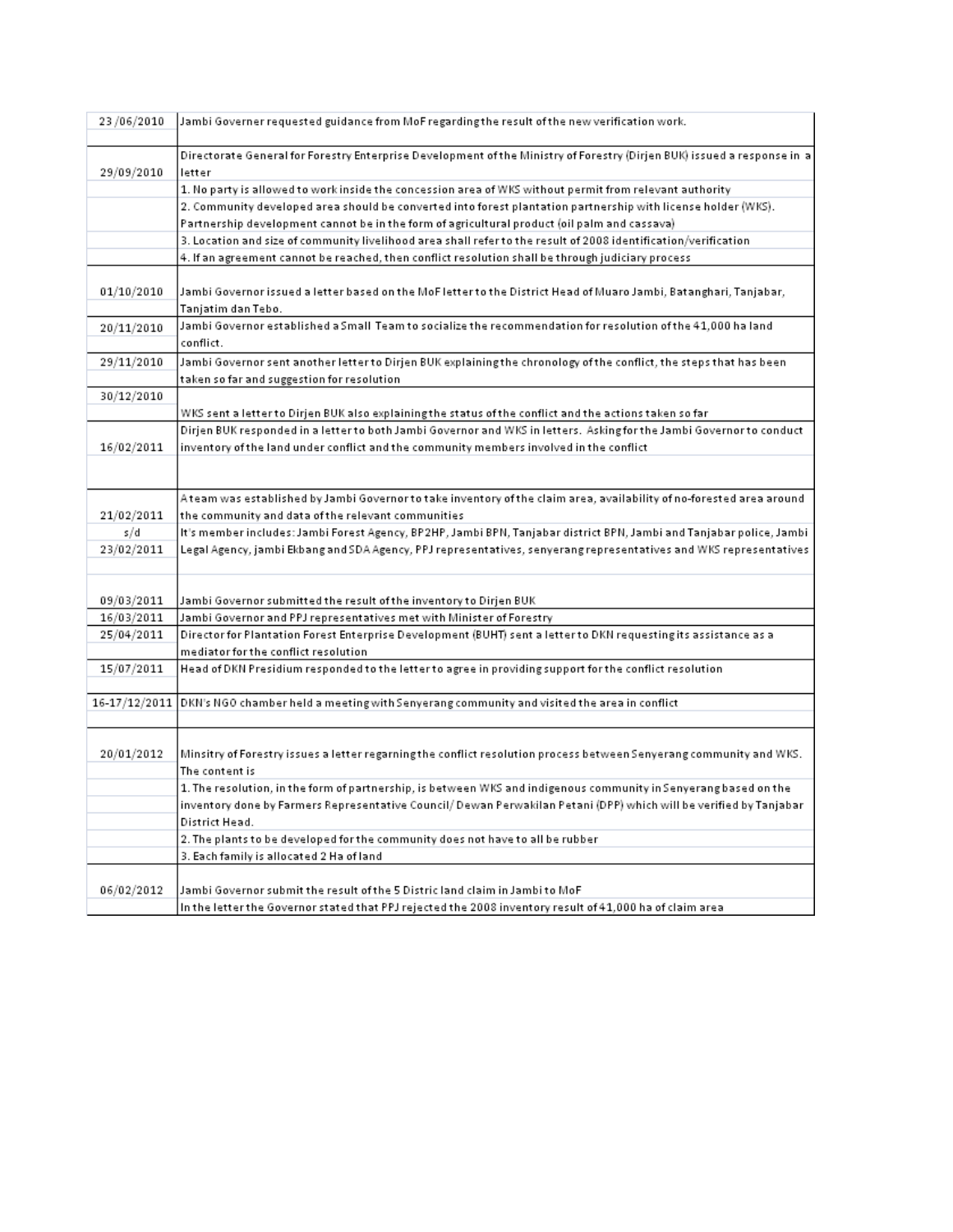| | |
|---|---|
| 23/06/2010 | Jambi Governer requested guidance from MoF regarding the result of the new verification work. |
| 29/09/2010 | Directorate General for Forestry Enterprise Development of the Ministry of Forestry (Dirjen BUK) issued a response in a letter |
| | 1. No party is allowed to work inside the concession area of WKS without permit from relevant authority |
| | 2. Community developed area should be converted into forest plantation partnership with license holder (WKS). Partnership development cannot be in the form of agricultural product (oil palm and cassava) |
| | 3. Location and size of community livelihood area shall refer to the result of 2008 identification/verification |
| | 4. If an agreement cannot be reached, then conflict resolution shall be through judiciary process |
| 01/10/2010 | Jambi Governor issued a letter based on the MoF letter to the District Head of Muaro Jambi, Batanghari, Tanjabar, Tanjatim dan Tebo. |
| 20/11/2010 | Jambi Governor established a Small Team to socialize the recommendation for resolution of the 41,000 ha land conflict. |
| 29/11/2010 | Jambi Governor sent another letter to Dirjen BUK explaining the chronology of the conflict, the steps that has been taken so far and suggestion for resolution |
| 30/12/2010 | WKS sent a letter to Dirjen BUK also explaining the status of the conflict and the actions taken so far |
| 16/02/2011 | Dirjen BUK responded in a letter to both Jambi Governor and WKS in letters. Asking for the Jambi Governor to conduct inventory of the land under conflict and the community members involved in the conflict |
| 21/02/2011 s/d 23/02/2011 | A team was established by Jambi Governor to take inventory of the claim area, availability of no-forested area around the community and data of the relevant communities |
| | It's member includes: Jambi Forest Agency, BP2HP, Jambi BPN, Tanjabar district BPN, Jambi and Tanjabar police, Jambi Legal Agency, jambi Ekbang and SDA Agency, PPJ representatives, senyerang representatives and WKS representatives |
| 09/03/2011 | Jambi Governor submitted the result of the inventory to Dirjen BUK |
| 16/03/2011 | Jambi Governor and PPJ representatives met with Minister of Forestry |
| 25/04/2011 | Director for Plantation Forest Enterprise Development (BUHT) sent a letter to DKN requesting its assistance as a mediator for the conflict resolution |
| 15/07/2011 | Head of DKN Presidium responded to the letter to agree in providing support for the conflict resolution |
| 16-17/12/2011 | DKN's NGO chamber held a meeting with Senyerang community and visited the area in conflict |
| 20/01/2012 | Minsitry of Forestry issues a letter regarning the conflict resolution process between Senyerang community and WKS. The content is |
| | 1. The resolution, in the form of partnership, is between WKS and indigenous community in Senyerang based on the inventory done by Farmers Representative Council/ Dewan Perwakilan Petani (DPP) which will be verified by Tanjabar District Head. |
| | 2. The plants to be developed for the community does not have to all be rubber |
| | 3. Each family is allocated 2 Ha of land |
| 06/02/2012 | Jambi Governor submit the result of the 5 Distric land claim in Jambi to MoF |
| | In the letter the Governor stated that PPJ rejected the 2008 inventory result of 41,000 ha of claim area |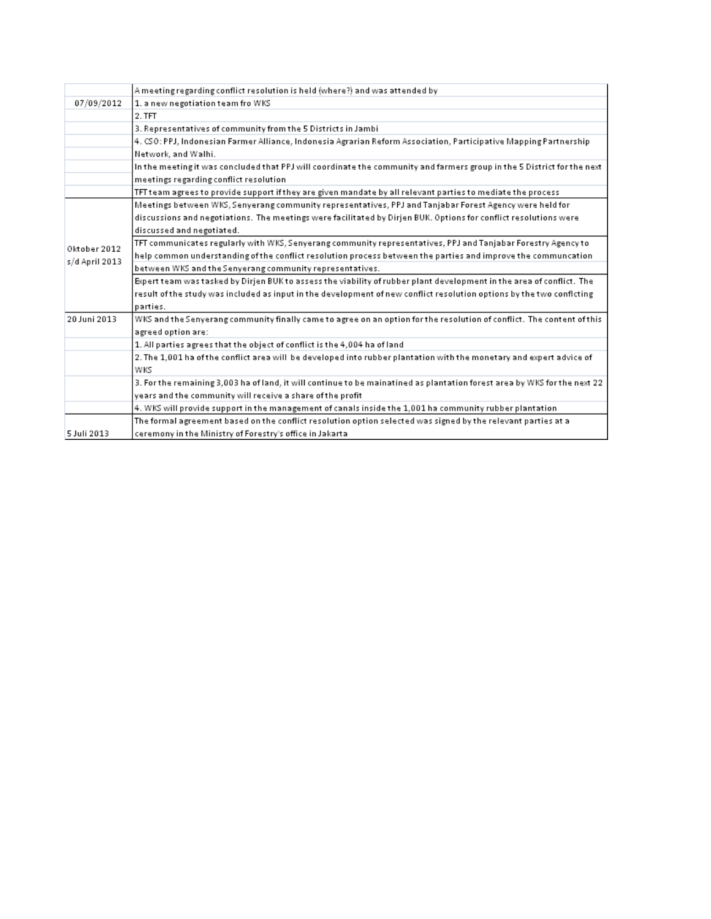| | |
|---|---|
| | A meeting regarding conflict resolution is held (where?) and was attended by |
| 07/09/2012 | 1. a new negotiation team fro WKS |
| | 2. TFT |
| | 3. Representatives of community from the 5 Districts in Jambi |
| | 4. CSO: PPJ, Indonesian Farmer Alliance, Indonesia Agrarian Reform Association, Participative Mapping Partnership Network, and Walhi. |
| | In the meeting it was concluded that PPJ will coordinate the community and farmers group in the 5 District for the next meetings regarding conflict resolution |
| | TFT team agrees to provide support if they are given mandate by all relevant parties to mediate the process |
| Oktober 2012 s/d April 2013 | Meetings between WKS, Senyerang community representatives, PPJ and Tanjabar Forest Agency were held for discussions and negotiations. The meetings were facilitated by Dirjen BUK. Options for conflict resolutions were discussed and negotiated. |
| | TFT communicates regularly with WKS, Senyerang community representatives, PPJ and Tanjabar Forestry Agency to help common understanding of the conflict resolution process between the parties and improve the communcation between WKS and the Senyerang community representatives. |
| | Expert team was tasked by Dirjen BUK to assess the viability of rubber plant development in the area of conflict. The result of the study was included as input in the development of new conflict resolution options by the two conflcting parties. |
| 20 Juni 2013 | WKS and the Senyerang community finally came to agree on an option for the resolution of conflict. The content of this agreed option are: |
| | 1. All parties agrees that the object of conflict is the 4,004 ha of land |
| | 2. The 1,001 ha of the conflict area will be developed into rubber plantation with the monetary and expert advice of WKS |
| | 3. For the remaining 3,003 ha of land, it will continue to be mainatined as plantation forest area by WKS for the next 22 years and the community will receive a share of the profit |
| | 4. WKS will provide support in the management of canals inside the 1,001 ha community rubber plantation |
| 5 Juli 2013 | The formal agreement based on the conflict resolution option selected was signed by the relevant parties at a ceremony in the Ministry of Forestry's office in Jakarta |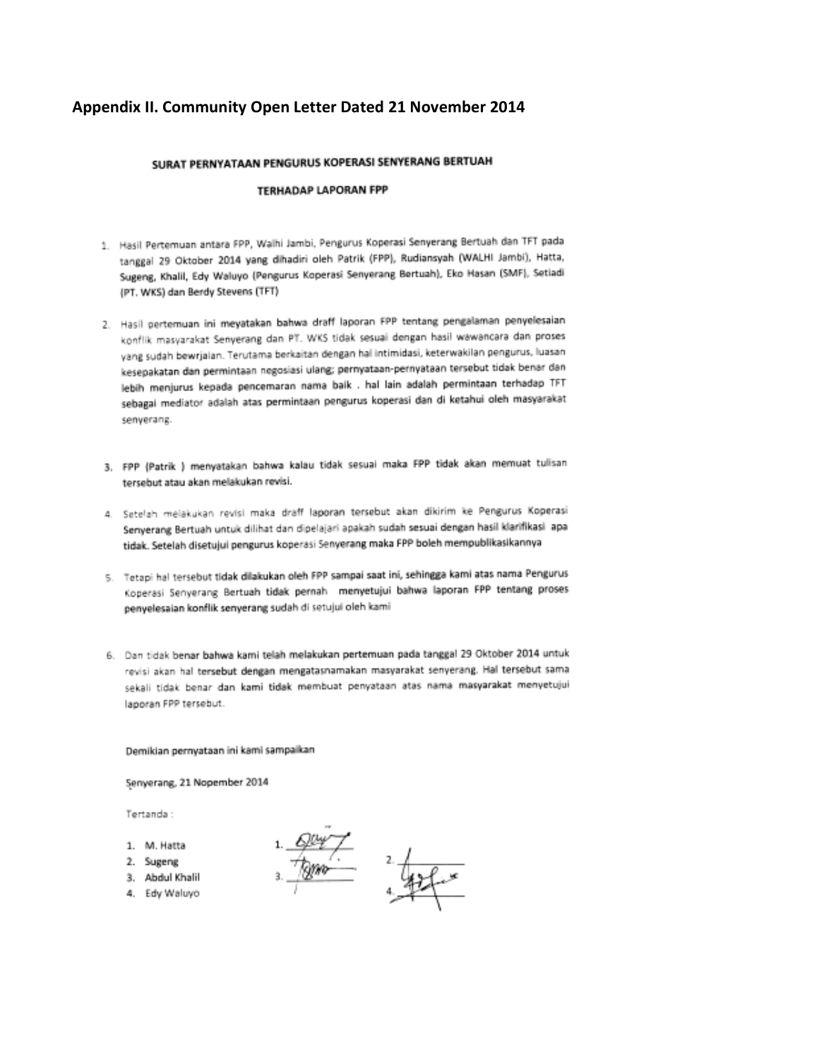## Appendix II. Community Open Letter Dated 21 November 2014

**SURAT PERNYATAAN PENGURUS KOPERASI SENYERANG BERTUAH**

**TERHADAP LAPORAN FPP**

1. Hasil Pertemuan antara FPP, Walhi Jambi, Pengurus Koperasi Senyerang Bertuah dan TFT pada tanggal 29 Oktober 2014 yang dihadiri oleh Patrik (FPP), Rudiansyah (WALHI Jambi), Hatta, Sugeng, Khalil, Edy Waluyo (Pengurus Koperasi Senyerang Bertuah), Eko Hasan (SMF), Setiadi (PT. WKS) dan Berdy Stevens (TFT)

2. Hasil pertemuan ini meyatakan bahwa draff laporan FPP tentang pengalaman penyelesaian konflik masyarakat Senyerang dan PT. WKS tidak sesuai dengan hasil wawancara dan proses yang sudah bewrjalan. Terutama berkaitan dengan hal intimidasi, keterwakilan pengurus, luasan kesepakatan dan permintaan negosiasi ulang; pernyataan-pernyataan tersebut tidak benar dan lebih menjurus kepada pencemaran nama baik . hal lain adalah permintaan terhadap TFT sebagai mediator adalah atas permintaan pengurus koperasi dan di ketahui oleh masyarakat senyerang.

3. FPP (Patrik ) menyatakan bahwa kalau tidak sesuai maka FPP tidak akan memuat tulisan tersebut atau akan melakukan revisi.

4. Setelah melakukan revisi maka draff laporan tersebut akan dikirim ke Pengurus Koperasi Senyerang Bertuah untuk dilihat dan dipelajari apakah sudah sesuai dengan hasil klarifikasi apa tidak. Setelah disetujui pengurus koperasi Senyerang maka FPP boleh mempublikasikannya

5. Tetapi hal tersebut tidak dilakukan oleh FPP sampai saat ini, sehingga kami atas nama Pengurus Koperasi Senyerang Bertuah tidak pernah menyetujui bahwa laporan FPP tentang proses penyelesaian konflik senyerang sudah di setujui oleh kami

6. Dan tidak benar bahwa kami telah melakukan pertemuan pada tanggal 29 Oktober 2014 untuk revisi akan hal tersebut dengan mengatasnamakan masyarakat senyerang. Hal tersebut sama sekali tidak benar dan kami tidak membuat penyataan atas nama masyarakat menyetujui laporan FPP tersebut.

Demikian pernyataan ini kami sampaikan

Senyerang, 21 Nopember 2014

Tertanda :

1. M. Hatta
2. Sugeng
3. Abdul Khalil
4. Edy Waluyo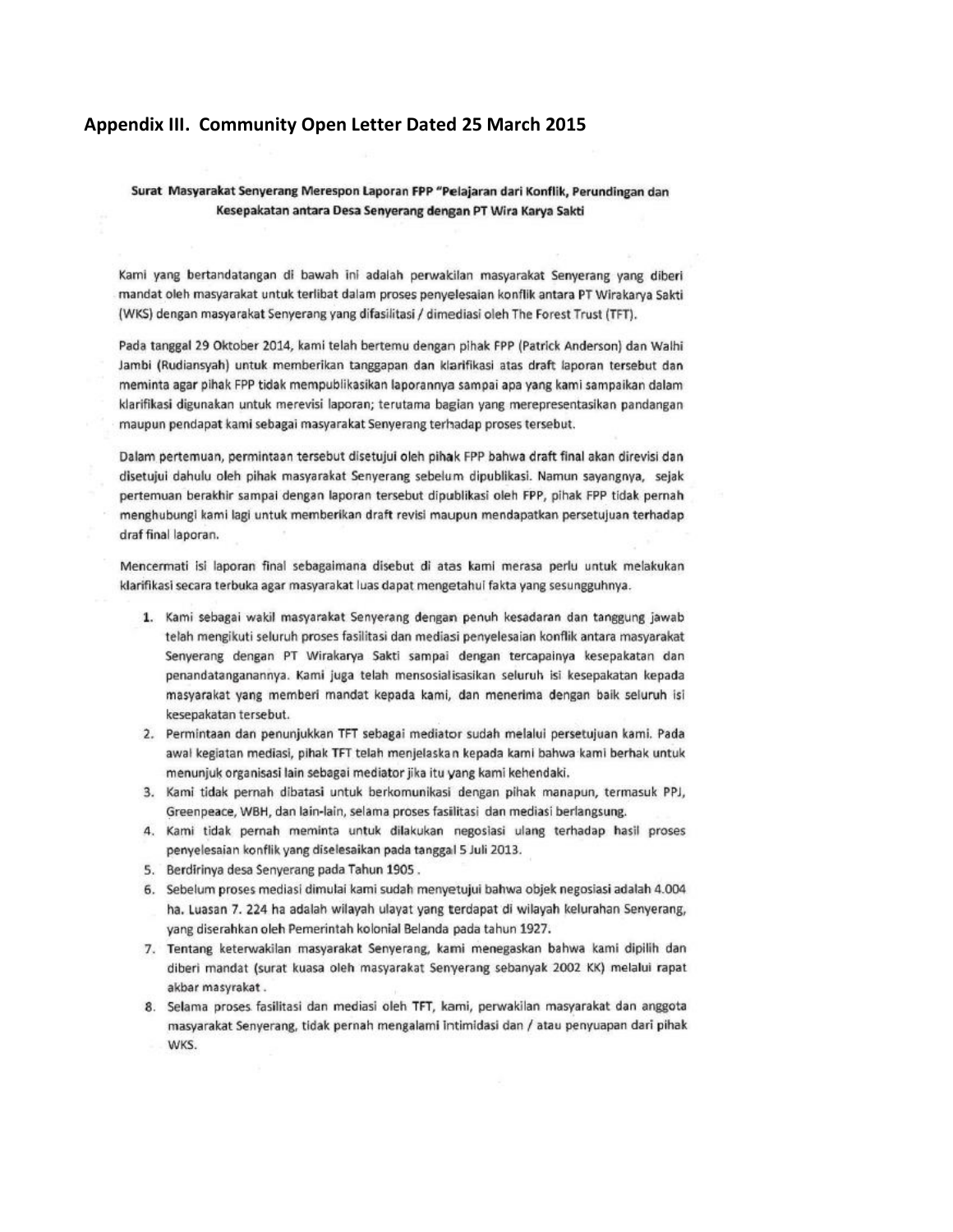## Appendix III. Community Open Letter Dated 25 March 2015

**Surat Masyarakat Senyerang Merespon Laporan FPP "Pelajaran dari Konflik, Perundingan dan Kesepakatan antara Desa Senyerang dengan PT Wira Karya Sakti**

Kami yang bertandatangan di bawah ini adalah perwakilan masyarakat Senyerang yang diberi mandat oleh masyarakat untuk terlibat dalam proses penyelesaian konflik antara PT Wirakarya Sakti (WKS) dengan masyarakat Senyerang yang difasilitasi / dimediasi oleh The Forest Trust (TFT).

Pada tanggal 29 Oktober 2014, kami telah bertemu dengan pihak FPP (Patrick Anderson) dan Walhi Jambi (Rudiansyah) untuk memberikan tanggapan dan klarifikasi atas draft laporan tersebut dan meminta agar pihak FPP tidak mempublikasikan laporannya sampai apa yang kami sampaikan dalam klarifikasi digunakan untuk merevisi laporan; terutama bagian yang merepresentasikan pandangan maupun pendapat kami sebagai masyarakat Senyerang terhadap proses tersebut.

Dalam pertemuan, permintaan tersebut disetujui oleh pihak FPP bahwa draft final akan direvisi dan disetujui dahulu oleh pihak masyarakat Senyerang sebelum dipublikasi. Namun sayangnya, sejak pertemuan berakhir sampai dengan laporan tersebut dipublikasi oleh FPP, pihak FPP tidak pernah menghubungi kami lagi untuk memberikan draft revisi maupun mendapatkan persetujuan terhadap draf final laporan.

Mencermati isi laporan final sebagaimana disebut di atas kami merasa perlu untuk melakukan klarifikasi secara terbuka agar masyarakat luas dapat mengetahui fakta yang sesungguhnya.

1. Kami sebagai wakil masyarakat Senyerang dengan penuh kesadaran dan tanggung jawab telah mengikuti seluruh proses fasilitasi dan mediasi penyelesaian konflik antara masyarakat Senyerang dengan PT Wirakarya Sakti sampai dengan tercapainya kesepakatan dan penandatanganannya. Kami juga telah mensosialisasikan seluruh isi kesepakatan kepada masyarakat yang memberi mandat kepada kami, dan menerima dengan baik seluruh isi kesepakatan tersebut.
2. Permintaan dan penunjukkan TFT sebagai mediator sudah melalui persetujuan kami. Pada awal kegiatan mediasi, pihak TFT telah menjelaskan kepada kami bahwa kami berhak untuk menunjuk organisasi lain sebagai mediator jika itu yang kami kehendaki.
3. Kami tidak pernah dibatasi untuk berkomunikasi dengan pihak manapun, termasuk PPJ, Greenpeace, WBH, dan lain-lain, selama proses fasilitasi dan mediasi berlangsung.
4. Kami tidak pernah meminta untuk dilakukan negosiasi ulang terhadap hasil proses penyelesaian konflik yang diselesaikan pada tanggal 5 Juli 2013.
5. Berdirinya desa Senyerang pada Tahun 1905 .
6. Sebelum proses mediasi dimulai kami sudah menyetujui bahwa objek negosiasi adalah 4.004 ha. Luasan 7. 224 ha adalah wilayah ulayat yang terdapat di wilayah kelurahan Senyerang, yang diserahkan oleh Pemerintah kolonial Belanda pada tahun 1927.
7. Tentang keterwakilan masyarakat Senyerang, kami menegaskan bahwa kami dipilih dan diberi mandat (surat kuasa oleh masyarakat Senyerang sebanyak 2002 KK) melalui rapat akbar masyrakat .
8. Selama proses fasilitasi dan mediasi oleh TFT, kami, perwakilan masyarakat dan anggota masyarakat Senyerang, tidak pernah mengalami intimidasi dan / atau penyuapan dari pihak WKS.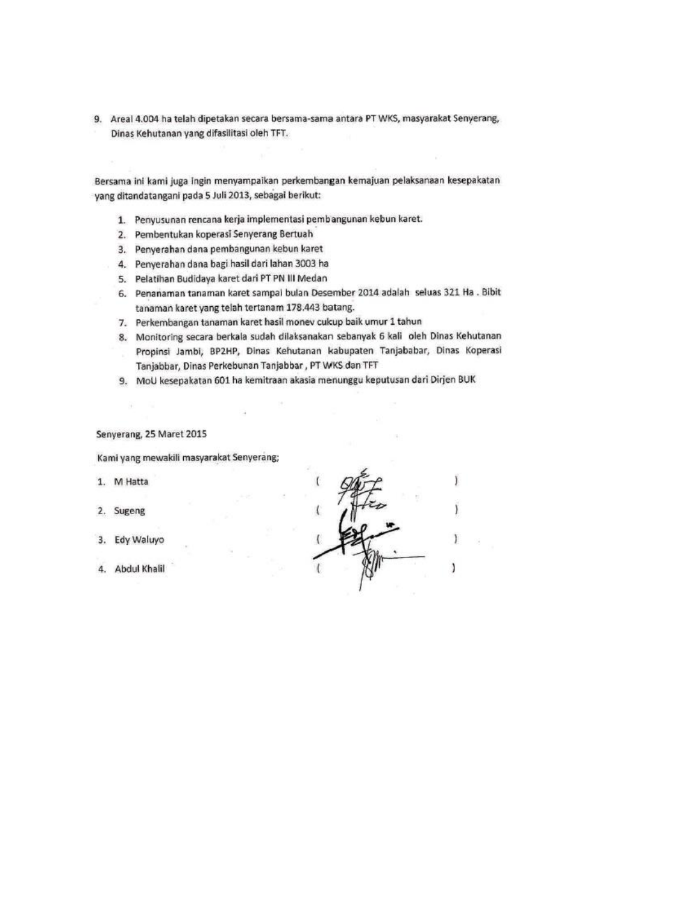9. Areal 4.004 ha telah dipetakan secara bersama-sama antara PT WKS, masyarakat Senyerang, Dinas Kehutanan yang difasilitasi oleh TFT.

Bersama ini kami juga ingin menyampaikan perkembangan kemajuan pelaksanaan kesepakatan yang ditandatangani pada 5 Juli 2013, sebagai berikut:

1. Penyusunan rencana kerja implementasi pembangunan kebun karet.
2. Pembentukan koperasi Senyerang Bertuah
3. Penyerahan dana pembangunan kebun karet
4. Penyerahan dana bagi hasil dari lahan 3003 ha
5. Pelatihan Budidaya karet dari PT PN III Medan
6. Penanaman tanaman karet sampai bulan Desember 2014 adalah seluas 321 Ha . Bibit tanaman karet yang telah tertanam 178.443 batang.
7. Perkembangan tanaman karet hasil monev cukup baik umur 1 tahun
8. Monitoring secara berkala sudah dilaksanakan sebanyak 6 kali oleh Dinas Kehutanan Propinsi Jambi, BP2HP, Dinas Kehutanan kabupaten Tanjababar, Dinas Koperasi Tanjabbar, Dinas Perkebunan Tanjabbar , PT WKS dan TFT
9. MoU kesepakatan 601 ha kemitraan akasia menunggu keputusan dari Dirjen BUK

Senyerang, 25 Maret 2015

Kami yang mewakili masyarakat Senyerang;

1. M Hatta ( )
2. Sugeng ( )
3. Edy Waluyo ( )
4. Abdul Khalil ( )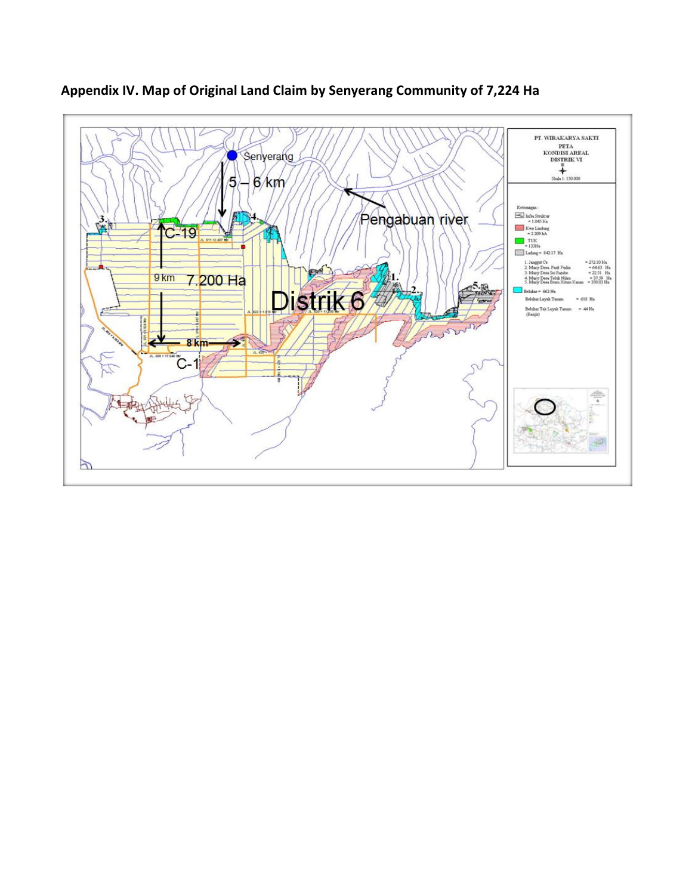**Appendix IV. Map of Original Land Claim by Senyerang Community of 7,224 Ha**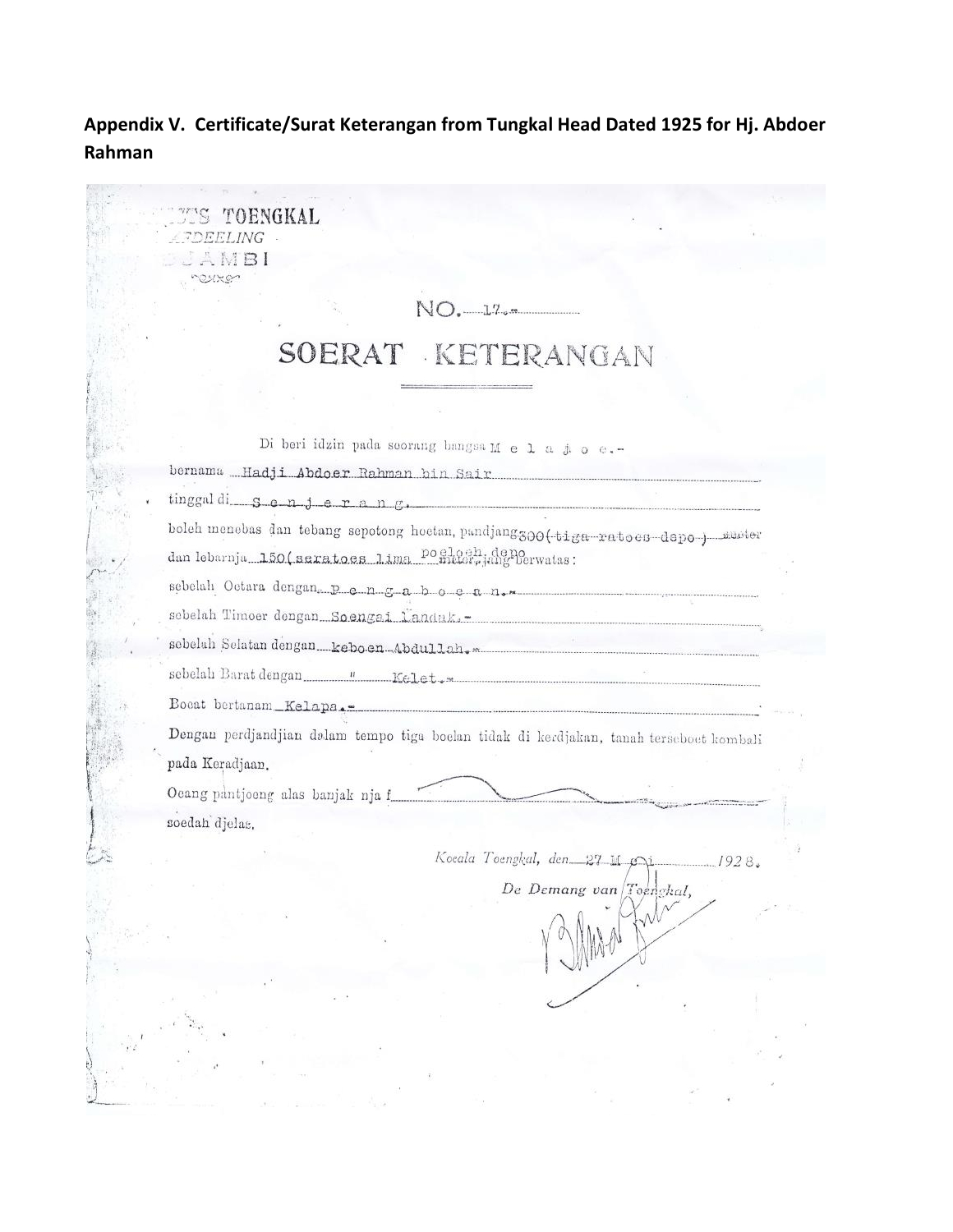**Appendix V. Certificate/Surat Keterangan from Tungkal Head Dated 1925 for Hj. Abdoer Rahman**

...TS TOENGKAL
...FDEELING
...AMBI

NO. 17.

# SOERAT KETERANGAN

Di beri idzin pada soorang bangsa M e l a j o e.-

bernama Hadji Abdoer Rahman bin Sair

tinggal di S e n j e r a n g.

boleh menebas dan tebang sepotong hoetan, pandjang 300 (tiga ratoes depo) ~~meter~~

dan lebarnja 150 (seratoes lima poeloeh depo ~~meter~~), jang berwatas:

sebelah Oetara dengan P e n g a b o e a n.-

sebelah Timoer dengan Soengai Landak.-

sebelah Selatan dengan keboen Abdullah.-

sebelah Barat dengan " Kelet.-

Boeat bertanam Kelapa.-

Dengan perdjandjian dalam tempo tiga boelan tidak di kerdjakan, tanah terseboet kembali pada Keradjaan.

Oeang pantjoeng alas banjak nja f ~~——~~

soedah djelas.

*Koeala Toengkal, den* 27 Mei *1928.*

*De Demang van Toengkal,*

[signature]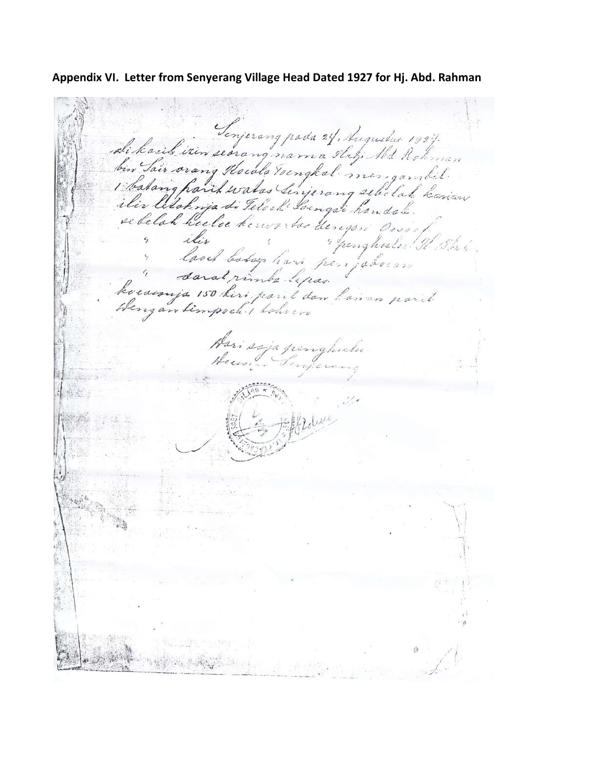**Appendix VI. Letter from Senyerang Village Head Dated 1927 for Hj. Abd. Rahman**

Senjerang pada 24. Augustus 1927.
di kasih izin seorang nama Hadji Abd. Rohman
bin Tair orang Koealo Toengkal mengambil
1 batang parit watas Senjerang sebelah kanan
ilir letaknja di Teloek Soengai Kandis.
sebelah koeloe berwatas dengan Oesoef
" ilir " " penghoeloe H. Abd.
" laoet batang hari penjaboean
" darat rimba lepas
koeasanja 150 kiri parit dan kanan parit
dengan tempoh 1 tahoen

Dari saja penghoeloe
Hoesin Senjerang